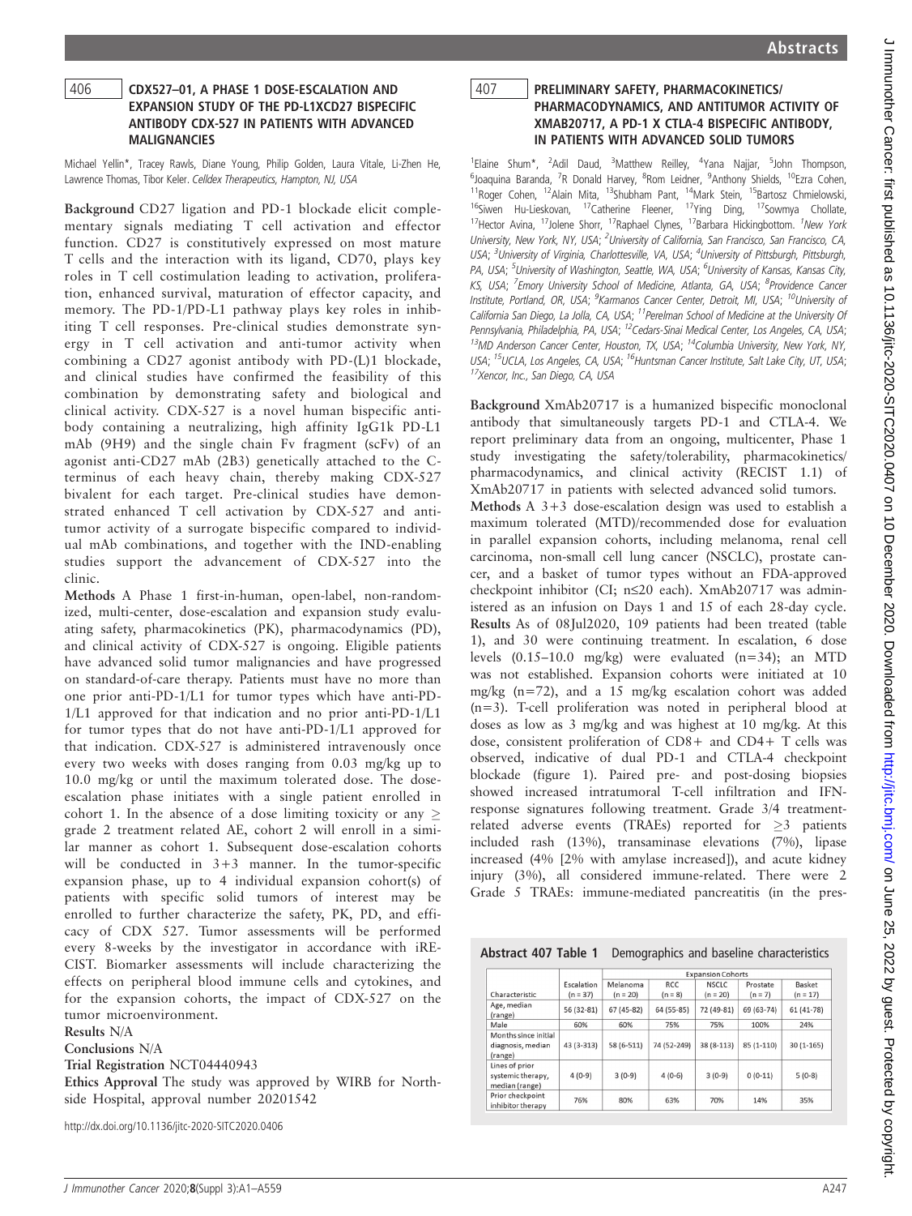## 406 CDX527–01, A PHASE 1 DOSE-ESCALATION AND EXPANSION STUDY OF THE PD-L1XCD27 BISPECIFIC ANTIBODY CDX-527 IN PATIENTS WITH ADVANCED MALIGNANCIES

Michael Yellin\*, Tracey Rawls, Diane Young, Philip Golden, Laura Vitale, Li-Zhen He, Lawrence Thomas, Tibor Keler. *Celldex Therapeutics, Hampton, NJ, USA*

**Background** CD27 ligation and PD-1 blockade elicit complementary signals mediating T cell activation and effector function. CD27 is constitutively expressed on most mature T cells and the interaction with its ligand, CD70, plays key roles in T cell costimulation leading to activation, proliferation, enhanced survival, maturation of effector capacity, and memory. The PD-1/PD-L1 pathway plays key roles in inhibiting T cell responses. Pre-clinical studies demonstrate synergy in T cell activation and anti-tumor activity when combining a CD27 agonist antibody with PD-(L)1 blockade, and clinical studies have confirmed the feasibility of this combination by demonstrating safety and biological and clinical activity. CDX-527 is a novel human bispecific antibody containing a neutralizing, high affinity IgG1k PD-L1 mAb (9H9) and the single chain Fv fragment (scFv) of an agonist anti-CD27 mAb (2B3) genetically attached to the C-terminus of each heavy chain, thereby making CDX-527 bivalent for each target. Pre-clinical studies have demonstrated enhanced T cell activation by CDX-527 and anti-tumor activity of a surrogate bispecific compared to individual mAb combinations, and together with the IND-enabling studies support the advancement of CDX-527 into the clinic.

**Methods** A Phase 1 first-in-human, open-label, non-randomized, multi-center, dose-escalation and expansion study evaluating safety, pharmacokinetics (PK), pharmacodynamics (PD), and clinical activity of CDX-527 is ongoing. Eligible patients have advanced solid tumor malignancies and have progressed on standard-of-care therapy. Patients must have no more than one prior anti-PD-1/L1 for tumor types which have anti-PD-1/L1 approved for that indication and no prior anti-PD-1/L1 for tumor types that do not have anti-PD-1/L1 approved for that indication. CDX-527 is administered intravenously once every two weeks with doses ranging from 0.03 mg/kg up to 10.0 mg/kg or until the maximum tolerated dose. The dose-escalation phase initiates with a single patient enrolled in cohort 1. In the absence of a dose limiting toxicity or any ≥ grade 2 treatment related AE, cohort 2 will enroll in a similar manner as cohort 1. Subsequent dose-escalation cohorts will be conducted in 3+3 manner. In the tumor-specific expansion phase, up to 4 individual expansion cohort(s) of patients with specific solid tumors of interest may be enrolled to further characterize the safety, PK, PD, and efficacy of CDX 527. Tumor assessments will be performed every 8-weeks by the investigator in accordance with iRECIST. Biomarker assessments will include characterizing the effects on peripheral blood immune cells and cytokines, and for the expansion cohorts, the impact of CDX-527 on the tumor microenvironment.

**Results** N/A

**Conclusions** N/A

**Trial Registration** NCT04440943

**Ethics Approval** The study was approved by WIRB for Northside Hospital, approval number 20201542

http://dx.doi.org/10.1136/jitc-2020-SITC2020.0406

## 407 PRELIMINARY SAFETY, PHARMACOKINETICS/PHARMACODYNAMICS, AND ANTITUMOR ACTIVITY OF XMAB20717, A PD-1 X CTLA-4 BISPECIFIC ANTIBODY, IN PATIENTS WITH ADVANCED SOLID TUMORS

[1]Elaine Shum\*, [2]Adil Daud, [3]Matthew Reilley, [4]Yana Najjar, [5]John Thompson, [6]Joaquina Baranda, [7]R Donald Harvey, [8]Rom Leidner, [9]Anthony Shields, [10]Ezra Cohen, [11]Roger Cohen, [12]Alain Mita, [13]Shubham Pant, [14]Mark Stein, [15]Bartosz Chmielowski, [16]Siwen Hu-Lieskovan, [17]Catherine Fleener, [17]Ying Ding, [17]Sowmya Chollate, [17]Hector Avina, [17]Jolene Shorr, [17]Raphael Clynes, [17]Barbara Hickingbottom. [1]*New York University, New York, NY, USA*; [2]*University of California, San Francisco, San Francisco, CA, USA*; [3]*University of Virginia, Charlottesville, VA, USA*; [4]*University of Pittsburgh, Pittsburgh, PA, USA*; [5]*University of Washington, Seattle, WA, USA*; [6]*University of Kansas, Kansas City, KS, USA*; [7]*Emory University School of Medicine, Atlanta, GA, USA*; [8]*Providence Cancer Institute, Portland, OR, USA*; [9]*Karmanos Cancer Center, Detroit, MI, USA*; [10]*University of California San Diego, La Jolla, CA, USA*; [11]*Perelman School of Medicine at the University Of Pennsylvania, Philadelphia, PA, USA*; [12]*Cedars-Sinai Medical Center, Los Angeles, CA, USA*; [13]*MD Anderson Cancer Center, Houston, TX, USA*; [14]*Columbia University, New York, NY, USA*; [15]*UCLA, Los Angeles, CA, USA*; [16]*Huntsman Cancer Institute, Salt Lake City, UT, USA*; [17]*Xencor, Inc., San Diego, CA, USA*

**Background** XmAb20717 is a humanized bispecific monoclonal antibody that simultaneously targets PD-1 and CTLA-4. We report preliminary data from an ongoing, multicenter, Phase 1 study investigating the safety/tolerability, pharmacokinetics/pharmacodynamics, and clinical activity (RECIST 1.1) of XmAb20717 in patients with selected advanced solid tumors.

**Methods** A 3+3 dose-escalation design was used to establish a maximum tolerated (MTD)/recommended dose for evaluation in parallel expansion cohorts, including melanoma, renal cell carcinoma, non-small cell lung cancer (NSCLC), prostate cancer, and a basket of tumor types without an FDA-approved checkpoint inhibitor (CI; n≤20 each). XmAb20717 was administered as an infusion on Days 1 and 15 of each 28-day cycle.

**Results** As of 08Jul2020, 109 patients had been treated (table 1), and 30 were continuing treatment. In escalation, 6 dose levels (0.15–10.0 mg/kg) were evaluated (n=34); an MTD was not established. Expansion cohorts were initiated at 10 mg/kg (n=72), and a 15 mg/kg escalation cohort was added (n=3). T-cell proliferation was noted in peripheral blood at doses as low as 3 mg/kg and was highest at 10 mg/kg. At this dose, consistent proliferation of CD8+ and CD4+ T cells was observed, indicative of dual PD-1 and CTLA-4 checkpoint blockade (figure 1). Paired pre- and post-dosing biopsies showed increased intratumoral T-cell infiltration and IFN-response signatures following treatment. Grade 3/4 treatment-related adverse events (TRAEs) reported for ≥3 patients included rash (13%), transaminase elevations (7%), lipase increased (4% [2% with amylase increased]), and acute kidney injury (3%), all considered immune-related. There were 2 Grade 5 TRAEs: immune-mediated pancreatitis (in the pres-

**Abstract 407 Table 1** Demographics and baseline characteristics

| Characteristic | Escalation (n = 37) | Expansion Cohorts | | | | |
|---|---|---|---|---|---|---|
| | | Melanoma (n = 20) | RCC (n = 8) | NSCLC (n = 20) | Prostate (n = 7) | Basket (n = 17) |
| Age, median (range) | 56 (32-81) | 67 (45-82) | 64 (55-85) | 72 (49-81) | 69 (63-74) | 61 (41-78) |
| Male | 60% | 60% | 75% | 75% | 100% | 24% |
| Months since initial diagnosis, median (range) | 43 (3-313) | 58 (6-511) | 74 (52-249) | 38 (8-113) | 85 (1-110) | 30 (1-165) |
| Lines of prior systemic therapy, median (range) | 4 (0-9) | 3 (0-9) | 4 (0-6) | 3 (0-9) | 0 (0-11) | 5 (0-8) |
| Prior checkpoint inhibitor therapy | 76% | 80% | 63% | 70% | 14% | 35% |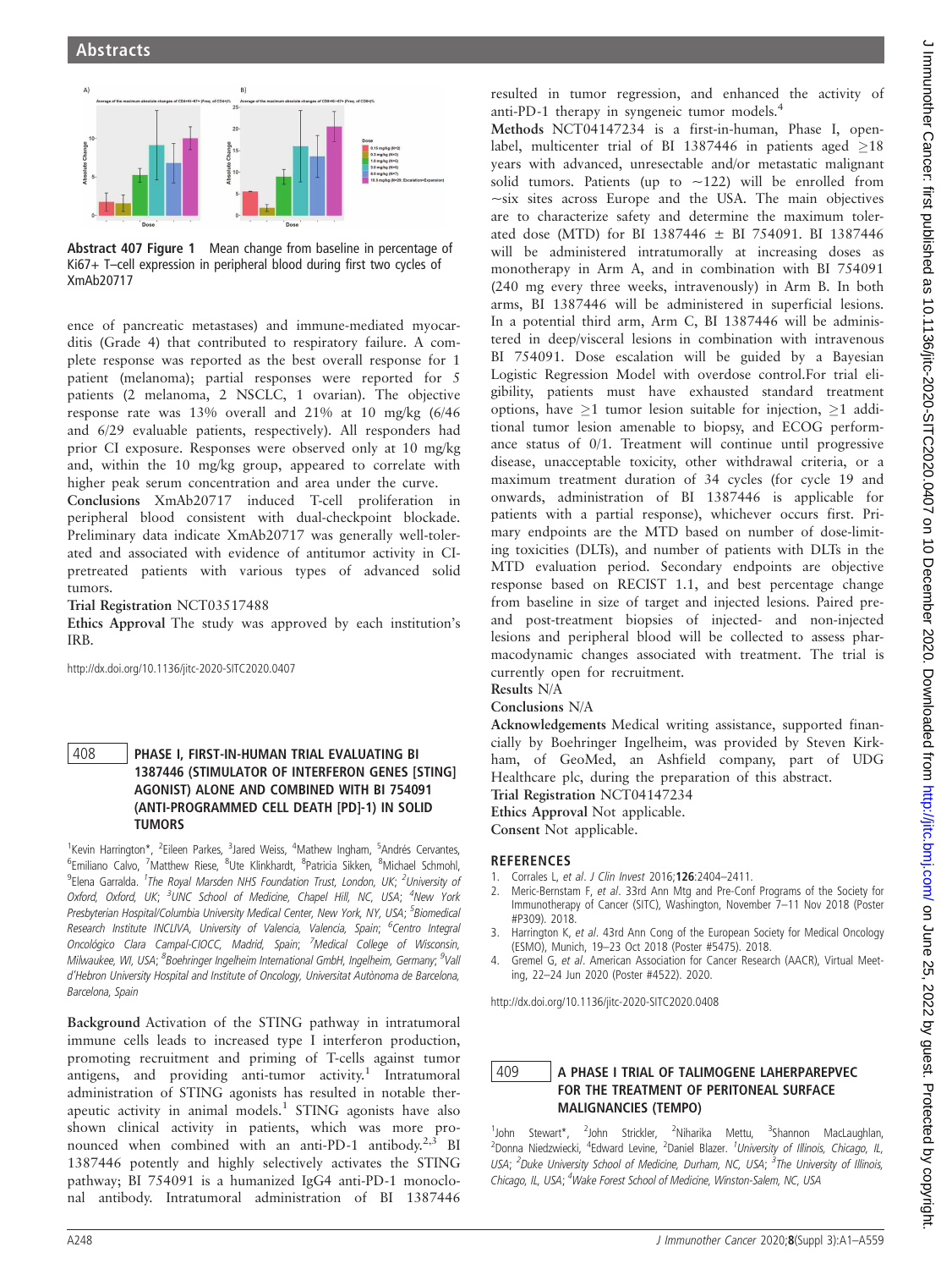A) Average of the maximum absolute changes of CD4+Ki-67+ (Freq. of CD4+)%

B) Average of the maximum absolute changes of CD8+Ki-67+ (Freq. of CD8+)%

Absolute Change

Dose

Dose
0.15 mg/kg (N=2)
0.5 mg/kg (N=3)
1.0 mg/kg (N=5)
3.0 mg/kg (N=5)
6.0 mg/kg (N=7)
10.0 mg/kg (N=29; Escalation+Expansion)

**Abstract 407 Figure 1** Mean change from baseline in percentage of Ki67+ T–cell expression in peripheral blood during first two cycles of XmAb20717

ence of pancreatic metastases) and immune-mediated myocarditis (Grade 4) that contributed to respiratory failure. A complete response was reported as the best overall response for 1 patient (melanoma); partial responses were reported for 5 patients (2 melanoma, 2 NSCLC, 1 ovarian). The objective response rate was 13% overall and 21% at 10 mg/kg (6/46 and 6/29 evaluable patients, respectively). All responders had prior CI exposure. Responses were observed only at 10 mg/kg and, within the 10 mg/kg group, appeared to correlate with higher peak serum concentration and area under the curve.

**Conclusions** XmAb20717 induced T-cell proliferation in peripheral blood consistent with dual-checkpoint blockade. Preliminary data indicate XmAb20717 was generally well-tolerated and associated with evidence of antitumor activity in CI-pretreated patients with various types of advanced solid tumors.

**Trial Registration** NCT03517488

**Ethics Approval** The study was approved by each institution's IRB.

http://dx.doi.org/10.1136/jitc-2020-SITC2020.0407

## 408 PHASE I, FIRST-IN-HUMAN TRIAL EVALUATING BI 1387446 (STIMULATOR OF INTERFERON GENES [STING] AGONIST) ALONE AND COMBINED WITH BI 754091 (ANTI-PROGRAMMED CELL DEATH [PD]-1) IN SOLID TUMORS

[1]Kevin Harrington*, [2]Eileen Parkes, [3]Jared Weiss, [4]Mathew Ingham, [5]Andrés Cervantes, [6]Emiliano Calvo, [7]Matthew Riese, [8]Ute Klinkhardt, [8]Patricia Sikken, [8]Michael Schmohl, [9]Elena Garralda. [1]The Royal Marsden NHS Foundation Trust, London, UK; [2]University of Oxford, Oxford, UK; [3]UNC School of Medicine, Chapel Hill, NC, USA; [4]New York Presbyterian Hospital/Columbia University Medical Center, New York, NY, USA; [5]Biomedical Research Institute INCLIVA, University of Valencia, Valencia, Spain; [6]Centro Integral Oncológico Clara Campal-CIOCC, Madrid, Spain; [7]Medical College of Wisconsin, Milwaukee, WI, USA; [8]Boehringer Ingelheim International GmbH, Ingelheim, Germany; [9]Vall d'Hebron University Hospital and Institute of Oncology, Universitat Autònoma de Barcelona, Barcelona, Spain

**Background** Activation of the STING pathway in intratumoral immune cells leads to increased type I interferon production, promoting recruitment and priming of T-cells against tumor antigens, and providing anti-tumor activity.[1] Intratumoral administration of STING agonists has resulted in notable therapeutic activity in animal models.[1] STING agonists have also shown clinical activity in patients, which was more pronounced when combined with an anti-PD-1 antibody.[2,3] BI 1387446 potently and highly selectively activates the STING pathway; BI 754091 is a humanized IgG4 anti-PD-1 monoclonal antibody. Intratumoral administration of BI 1387446 resulted in tumor regression, and enhanced the activity of anti-PD-1 therapy in syngeneic tumor models.[4]

**Methods** NCT04147234 is a first-in-human, Phase I, open-label, multicenter trial of BI 1387446 in patients aged ≥18 years with advanced, unresectable and/or metastatic malignant solid tumors. Patients (up to ~122) will be enrolled from ~six sites across Europe and the USA. The main objectives are to characterize safety and determine the maximum tolerated dose (MTD) for BI 1387446 ± BI 754091. BI 1387446 will be administered intratumorally at increasing doses as monotherapy in Arm A, and in combination with BI 754091 (240 mg every three weeks, intravenously) in Arm B. In both arms, BI 1387446 will be administered in superficial lesions. In a potential third arm, Arm C, BI 1387446 will be administered in deep/visceral lesions in combination with intravenous BI 754091. Dose escalation will be guided by a Bayesian Logistic Regression Model with overdose control.For trial eligibility, patients must have exhausted standard treatment options, have ≥1 tumor lesion suitable for injection, ≥1 additional tumor lesion amenable to biopsy, and ECOG performance status of 0/1. Treatment will continue until progressive disease, unacceptable toxicity, other withdrawal criteria, or a maximum treatment duration of 34 cycles (for cycle 19 and onwards, administration of BI 1387446 is applicable for patients with a partial response), whichever occurs first. Primary endpoints are the MTD based on number of dose-limiting toxicities (DLTs), and number of patients with DLTs in the MTD evaluation period. Secondary endpoints are objective response based on RECIST 1.1, and best percentage change from baseline in size of target and injected lesions. Paired pre- and post-treatment biopsies of injected- and non-injected lesions and peripheral blood will be collected to assess pharmacodynamic changes associated with treatment. The trial is currently open for recruitment.

**Results** N/A

**Conclusions** N/A

**Acknowledgements** Medical writing assistance, supported financially by Boehringer Ingelheim, was provided by Steven Kirkham, of GeoMed, an Ashfield company, part of UDG Healthcare plc, during the preparation of this abstract.

**Trial Registration** NCT04147234

**Ethics Approval** Not applicable.

**Consent** Not applicable.

### REFERENCES

1. Corrales L, *et al*. *J Clin Invest* 2016;**126**:2404–2411.
2. Meric-Bernstam F, *et al*. 33rd Ann Mtg and Pre-Conf Programs of the Society for Immunotherapy of Cancer (SITC), Washington, November 7–11 Nov 2018 (Poster #P309). 2018.
3. Harrington K, *et al*. 43rd Ann Cong of the European Society for Medical Oncology (ESMO), Munich, 19–23 Oct 2018 (Poster #5475). 2018.
4. Gremel G, *et al*. American Association for Cancer Research (AACR), Virtual Meeting, 22–24 Jun 2020 (Poster #4522). 2020.

http://dx.doi.org/10.1136/jitc-2020-SITC2020.0408

## 409 A PHASE I TRIAL OF TALIMOGENE LAHERPAREPVEC FOR THE TREATMENT OF PERITONEAL SURFACE MALIGNANCIES (TEMPO)

[1]John Stewart*, [2]John Strickler, [2]Niharika Mettu, [3]Shannon MacLaughlan, [2]Donna Niedzwiecki, [4]Edward Levine, [2]Daniel Blazer. [1]University of Illinois, Chicago, IL, USA; [2]Duke University School of Medicine, Durham, NC, USA; [3]The University of Illinois, Chicago, IL, USA; [4]Wake Forest School of Medicine, Winston-Salem, NC, USA